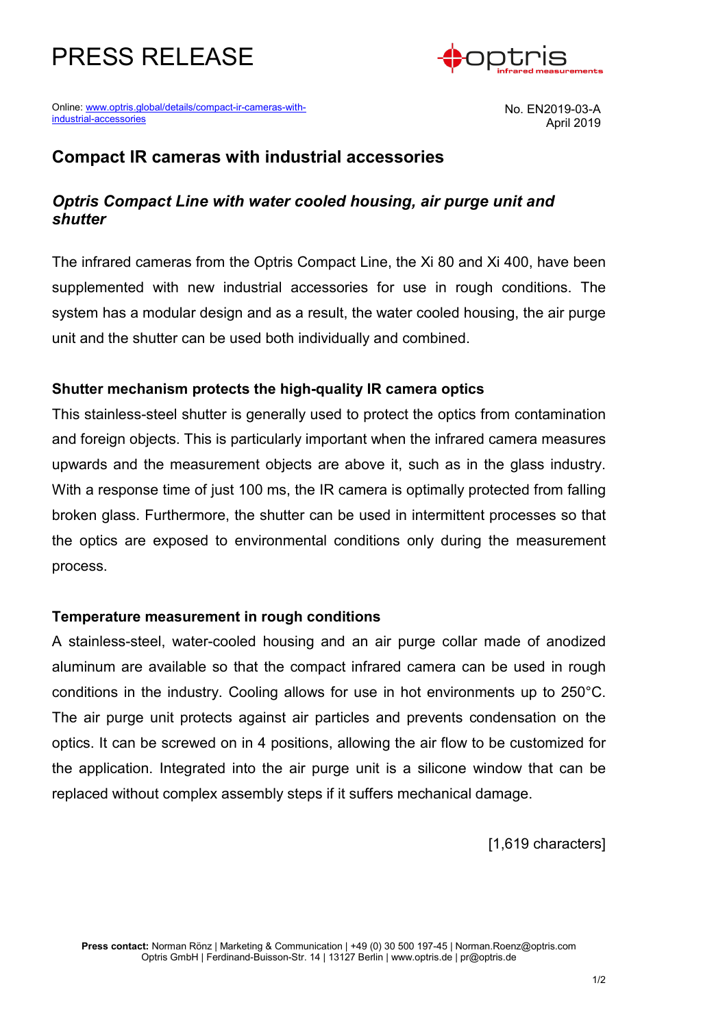# PRESS RELEASE

Online: [www.optris.global/details/compact-ir-cameras-with-industrial-accessories](www.optris.global/details/compact-ir-cameras-with-industrial-accessories)

No. EN2019-03-A
April 2019

## Compact IR cameras with industrial accessories

### *Optris Compact Line with water cooled housing, air purge unit and shutter*

The infrared cameras from the Optris Compact Line, the Xi 80 and Xi 400, have been supplemented with new industrial accessories for use in rough conditions. The system has a modular design and as a result, the water cooled housing, the air purge unit and the shutter can be used both individually and combined.

**Shutter mechanism protects the high-quality IR camera optics**

This stainless-steel shutter is generally used to protect the optics from contamination and foreign objects. This is particularly important when the infrared camera measures upwards and the measurement objects are above it, such as in the glass industry. With a response time of just 100 ms, the IR camera is optimally protected from falling broken glass. Furthermore, the shutter can be used in intermittent processes so that the optics are exposed to environmental conditions only during the measurement process.

**Temperature measurement in rough conditions**

A stainless-steel, water-cooled housing and an air purge collar made of anodized aluminum are available so that the compact infrared camera can be used in rough conditions in the industry. Cooling allows for use in hot environments up to 250°C. The air purge unit protects against air particles and prevents condensation on the optics. It can be screwed on in 4 positions, allowing the air flow to be customized for the application. Integrated into the air purge unit is a silicone window that can be replaced without complex assembly steps if it suffers mechanical damage.

[1,619 characters]

**Press contact:** Norman Rönz | Marketing & Communication | +49 (0) 30 500 197-45 | Norman.Roenz@optris.com
Optris GmbH | Ferdinand-Buisson-Str. 14 | 13127 Berlin | www.optris.de | pr@optris.de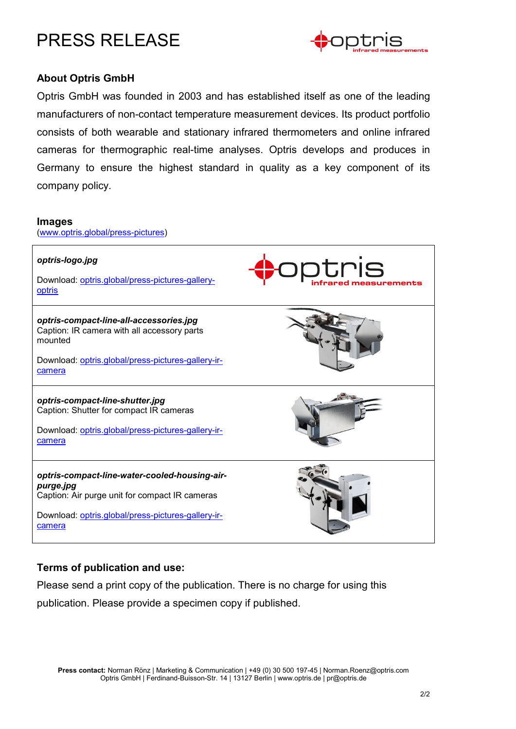# PRESS RELEASE

## About Optris GmbH

Optris GmbH was founded in 2003 and has established itself as one of the leading manufacturers of non-contact temperature measurement devices. Its product portfolio consists of both wearable and stationary infrared thermometers and online infrared cameras for thermographic real-time analyses. Optris develops and produces in Germany to ensure the highest standard in quality as a key component of its company policy.

## Images

(www.optris.global/press-pictures)

| | |
|---|---|
| ***optris-logo.jpg***<br><br>Download: optris.global/press-pictures-gallery-optris | |
| ***optris-compact-line-all-accessories.jpg***<br>Caption: IR camera with all accessory parts mounted<br><br>Download: optris.global/press-pictures-gallery-ir-camera | |
| ***optris-compact-line-shutter.jpg***<br>Caption: Shutter for compact IR cameras<br><br>Download: optris.global/press-pictures-gallery-ir-camera | |
| ***optris-compact-line-water-cooled-housing-air-purge.jpg***<br>Caption: Air purge unit for compact IR cameras<br><br>Download: optris.global/press-pictures-gallery-ir-camera | |

## Terms of publication and use:

Please send a print copy of the publication. There is no charge for using this publication. Please provide a specimen copy if published.

**Press contact:** Norman Rönz | Marketing & Communication | +49 (0) 30 500 197-45 | Norman.Roenz@optris.com
Optris GmbH | Ferdinand-Buisson-Str. 14 | 13127 Berlin | www.optris.de | pr@optris.de